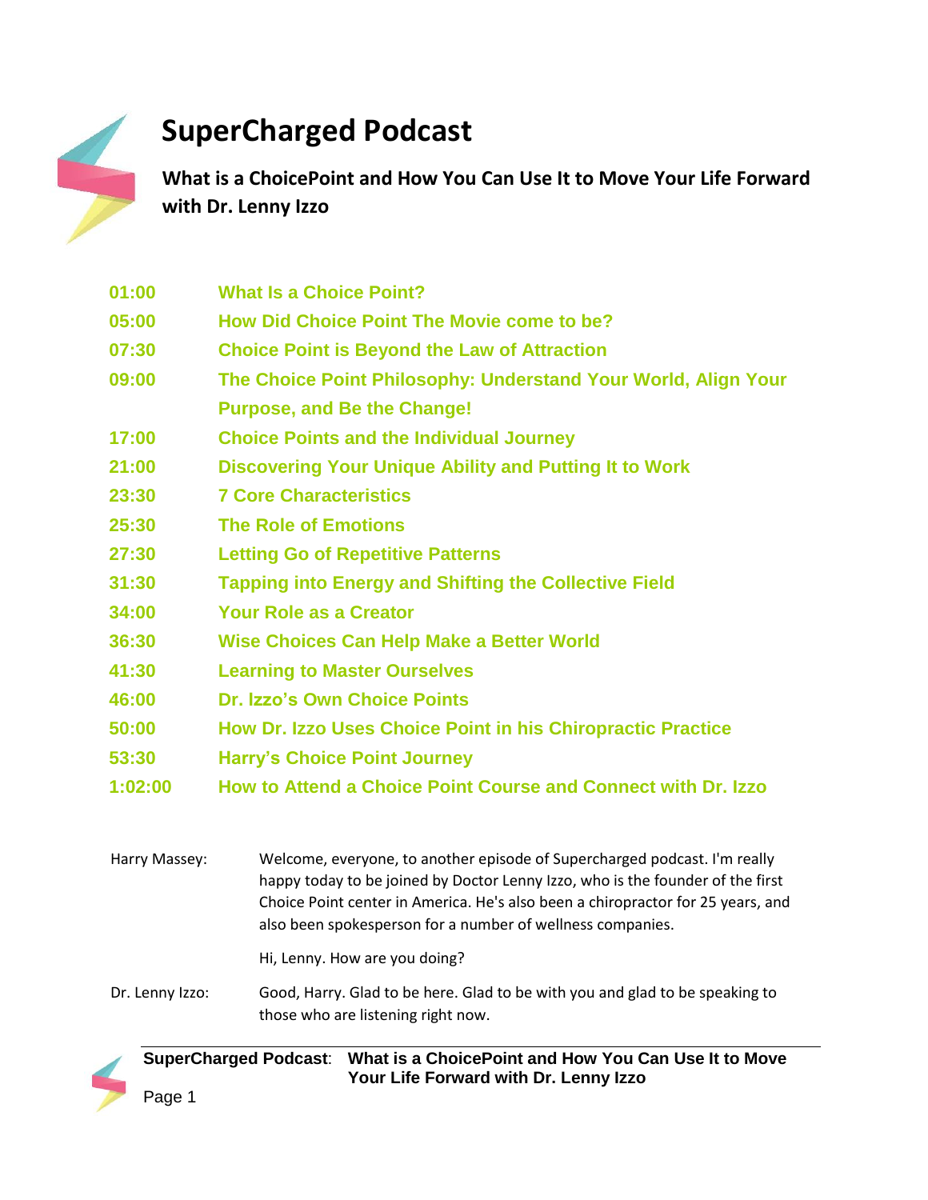# SuperCharged Podcast

## What is a ChoicePoint and How You Can Use It to Move Your Life Forward with Dr. Lenny Izzo

| | |
|---|---|
| 01:00 | What Is a Choice Point? |
| 05:00 | How Did Choice Point The Movie come to be? |
| 07:30 | Choice Point is Beyond the Law of Attraction |
| 09:00 | The Choice Point Philosophy: Understand Your World, Align Your Purpose, and Be the Change! |
| 17:00 | Choice Points and the Individual Journey |
| 21:00 | Discovering Your Unique Ability and Putting It to Work |
| 23:30 | 7 Core Characteristics |
| 25:30 | The Role of Emotions |
| 27:30 | Letting Go of Repetitive Patterns |
| 31:30 | Tapping into Energy and Shifting the Collective Field |
| 34:00 | Your Role as a Creator |
| 36:30 | Wise Choices Can Help Make a Better World |
| 41:30 | Learning to Master Ourselves |
| 46:00 | Dr. Izzo's Own Choice Points |
| 50:00 | How Dr. Izzo Uses Choice Point in his Chiropractic Practice |
| 53:30 | Harry's Choice Point Journey |
| 1:02:00 | How to Attend a Choice Point Course and Connect with Dr. Izzo |

Harry Massey: Welcome, everyone, to another episode of Supercharged podcast. I'm really happy today to be joined by Doctor Lenny Izzo, who is the founder of the first Choice Point center in America. He's also been a chiropractor for 25 years, and also been spokesperson for a number of wellness companies.

Hi, Lenny. How are you doing?

Dr. Lenny Izzo: Good, Harry. Glad to be here. Glad to be with you and glad to be speaking to those who are listening right now.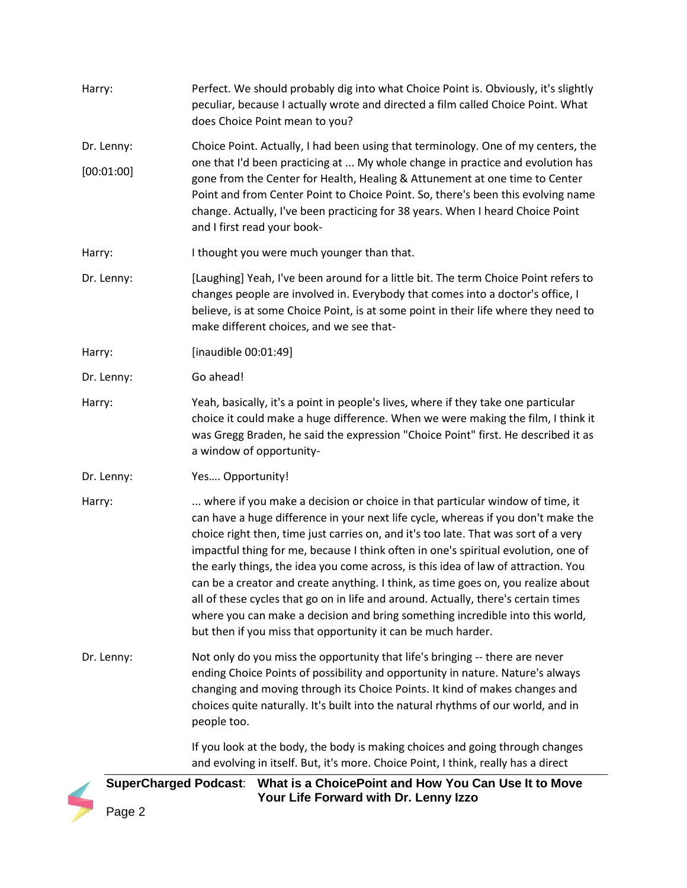**Harry:** Perfect. We should probably dig into what Choice Point is. Obviously, it's slightly peculiar, because I actually wrote and directed a film called Choice Point. What does Choice Point mean to you?

**Dr. Lenny:** [00:01:00] Choice Point. Actually, I had been using that terminology. One of my centers, the one that I'd been practicing at ... My whole change in practice and evolution has gone from the Center for Health, Healing & Attunement at one time to Center Point and from Center Point to Choice Point. So, there's been this evolving name change. Actually, I've been practicing for 38 years. When I heard Choice Point and I first read your book-

**Harry:** I thought you were much younger than that.

**Dr. Lenny:** [Laughing] Yeah, I've been around for a little bit. The term Choice Point refers to changes people are involved in. Everybody that comes into a doctor's office, I believe, is at some Choice Point, is at some point in their life where they need to make different choices, and we see that-

**Harry:** [inaudible 00:01:49]

**Dr. Lenny:** Go ahead!

**Harry:** Yeah, basically, it's a point in people's lives, where if they take one particular choice it could make a huge difference. When we were making the film, I think it was Gregg Braden, he said the expression "Choice Point" first. He described it as a window of opportunity-

**Dr. Lenny:** Yes…. Opportunity!

**Harry:** ... where if you make a decision or choice in that particular window of time, it can have a huge difference in your next life cycle, whereas if you don't make the choice right then, time just carries on, and it's too late. That was sort of a very impactful thing for me, because I think often in one's spiritual evolution, one of the early things, the idea you come across, is this idea of law of attraction. You can be a creator and create anything. I think, as time goes on, you realize about all of these cycles that go on in life and around. Actually, there's certain times where you can make a decision and bring something incredible into this world, but then if you miss that opportunity it can be much harder.

**Dr. Lenny:** Not only do you miss the opportunity that life's bringing -- there are never ending Choice Points of possibility and opportunity in nature. Nature's always changing and moving through its Choice Points. It kind of makes changes and choices quite naturally. It's built into the natural rhythms of our world, and in people too.

If you look at the body, the body is making choices and going through changes and evolving in itself. But, it's more. Choice Point, I think, really has a direct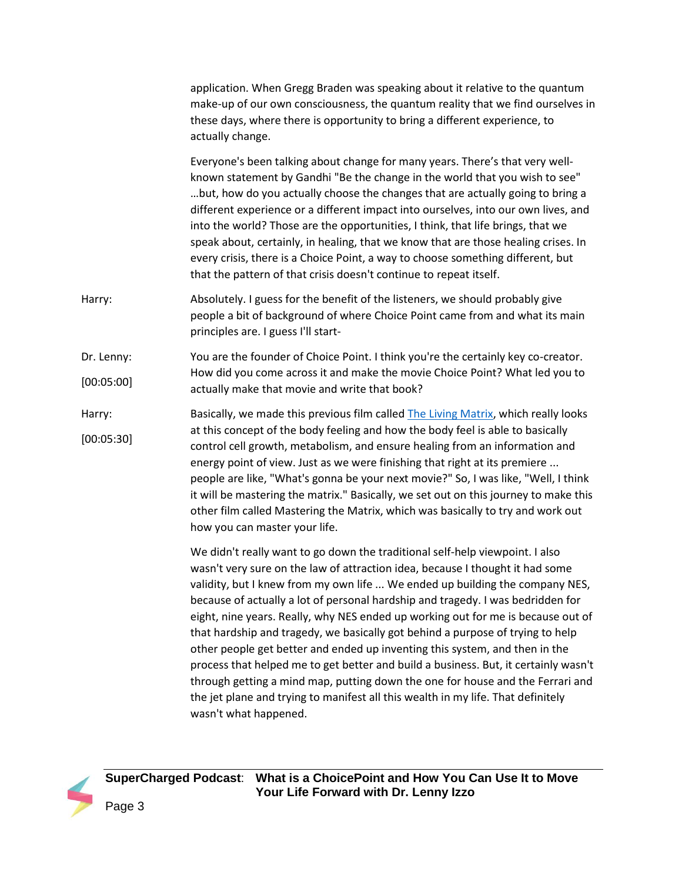application. When Gregg Braden was speaking about it relative to the quantum make-up of our own consciousness, the quantum reality that we find ourselves in these days, where there is opportunity to bring a different experience, to actually change.

Everyone's been talking about change for many years. There's that very well-known statement by Gandhi "Be the change in the world that you wish to see" …but, how do you actually choose the changes that are actually going to bring a different experience or a different impact into ourselves, into our own lives, and into the world? Those are the opportunities, I think, that life brings, that we speak about, certainly, in healing, that we know that are those healing crises. In every crisis, there is a Choice Point, a way to choose something different, but that the pattern of that crisis doesn't continue to repeat itself.

**Harry:** Absolutely. I guess for the benefit of the listeners, we should probably give people a bit of background of where Choice Point came from and what its main principles are. I guess I'll start-

**Dr. Lenny:** [00:05:00] You are the founder of Choice Point. I think you're the certainly key co-creator. How did you come across it and make the movie Choice Point? What led you to actually make that movie and write that book?

**Harry:** [00:05:30] Basically, we made this previous film called [The Living Matrix](), which really looks at this concept of the body feeling and how the body feel is able to basically control cell growth, metabolism, and ensure healing from an information and energy point of view. Just as we were finishing that right at its premiere ... people are like, "What's gonna be your next movie?" So, I was like, "Well, I think it will be mastering the matrix." Basically, we set out on this journey to make this other film called Mastering the Matrix, which was basically to try and work out how you can master your life.

We didn't really want to go down the traditional self-help viewpoint. I also wasn't very sure on the law of attraction idea, because I thought it had some validity, but I knew from my own life ... We ended up building the company NES, because of actually a lot of personal hardship and tragedy. I was bedridden for eight, nine years. Really, why NES ended up working out for me is because out of that hardship and tragedy, we basically got behind a purpose of trying to help other people get better and ended up inventing this system, and then in the process that helped me to get better and build a business. But, it certainly wasn't through getting a mind map, putting down the one for house and the Ferrari and the jet plane and trying to manifest all this wealth in my life. That definitely wasn't what happened.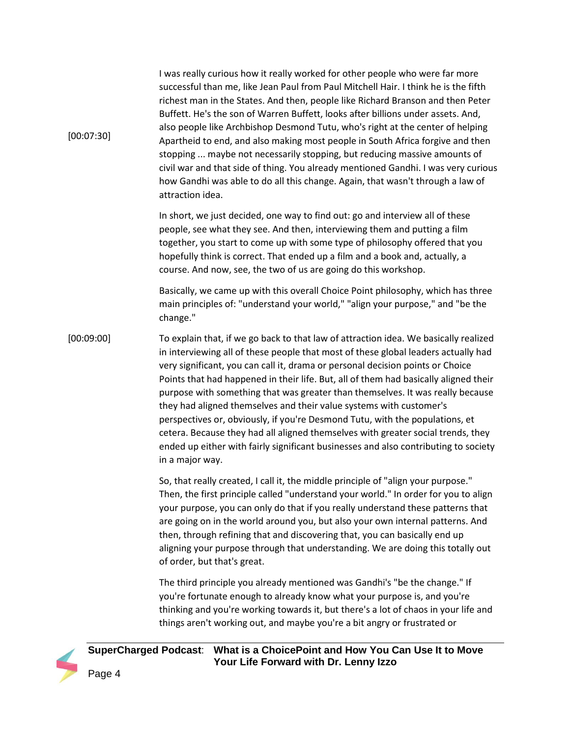[00:07:30] I was really curious how it really worked for other people who were far more successful than me, like Jean Paul from Paul Mitchell Hair. I think he is the fifth richest man in the States. And then, people like Richard Branson and then Peter Buffett. He's the son of Warren Buffett, looks after billions under assets. And, also people like Archbishop Desmond Tutu, who's right at the center of helping Apartheid to end, and also making most people in South Africa forgive and then stopping ... maybe not necessarily stopping, but reducing massive amounts of civil war and that side of thing. You already mentioned Gandhi. I was very curious how Gandhi was able to do all this change. Again, that wasn't through a law of attraction idea.

In short, we just decided, one way to find out: go and interview all of these people, see what they see. And then, interviewing them and putting a film together, you start to come up with some type of philosophy offered that you hopefully think is correct. That ended up a film and a book and, actually, a course. And now, see, the two of us are going do this workshop.

Basically, we came up with this overall Choice Point philosophy, which has three main principles of: "understand your world," "align your purpose," and "be the change."

[00:09:00] To explain that, if we go back to that law of attraction idea. We basically realized in interviewing all of these people that most of these global leaders actually had very significant, you can call it, drama or personal decision points or Choice Points that had happened in their life. But, all of them had basically aligned their purpose with something that was greater than themselves. It was really because they had aligned themselves and their value systems with customer's perspectives or, obviously, if you're Desmond Tutu, with the populations, et cetera. Because they had all aligned themselves with greater social trends, they ended up either with fairly significant businesses and also contributing to society in a major way.

So, that really created, I call it, the middle principle of "align your purpose." Then, the first principle called "understand your world." In order for you to align your purpose, you can only do that if you really understand these patterns that are going on in the world around you, but also your own internal patterns. And then, through refining that and discovering that, you can basically end up aligning your purpose through that understanding. We are doing this totally out of order, but that's great.

The third principle you already mentioned was Gandhi's "be the change." If you're fortunate enough to already know what your purpose is, and you're thinking and you're working towards it, but there's a lot of chaos in your life and things aren't working out, and maybe you're a bit angry or frustrated or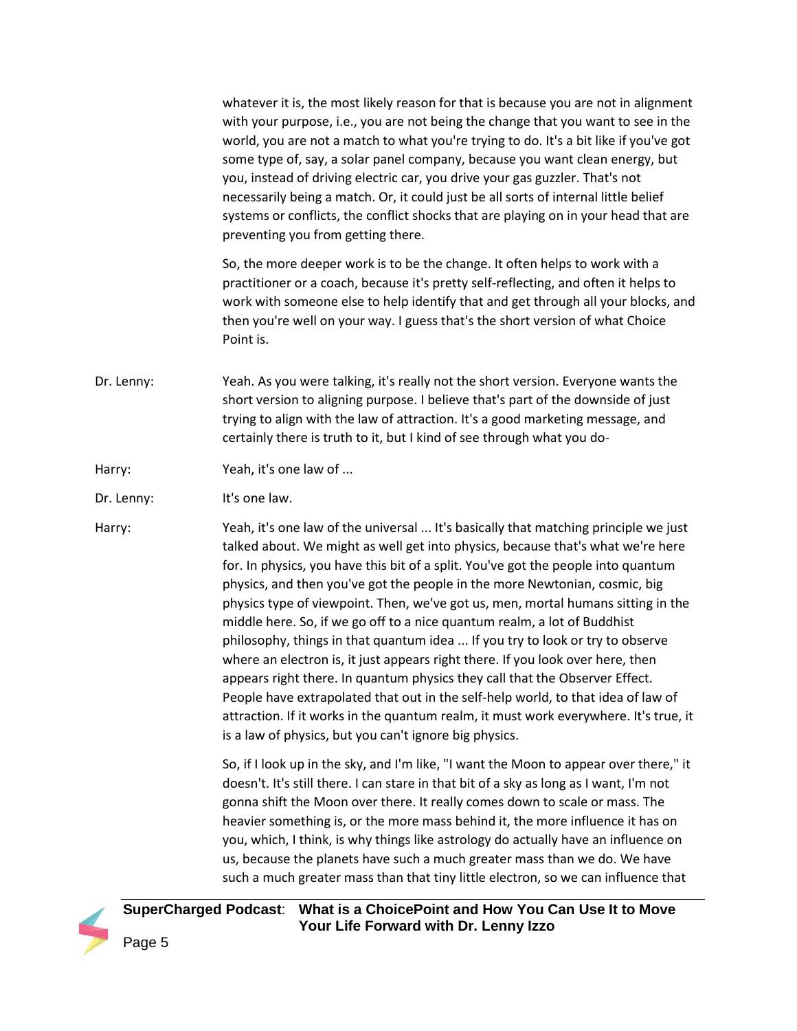whatever it is, the most likely reason for that is because you are not in alignment with your purpose, i.e., you are not being the change that you want to see in the world, you are not a match to what you're trying to do. It's a bit like if you've got some type of, say, a solar panel company, because you want clean energy, but you, instead of driving electric car, you drive your gas guzzler. That's not necessarily being a match. Or, it could just be all sorts of internal little belief systems or conflicts, the conflict shocks that are playing on in your head that are preventing you from getting there.

So, the more deeper work is to be the change. It often helps to work with a practitioner or a coach, because it's pretty self-reflecting, and often it helps to work with someone else to help identify that and get through all your blocks, and then you're well on your way. I guess that's the short version of what Choice Point is.

Dr. Lenny: Yeah. As you were talking, it's really not the short version. Everyone wants the short version to aligning purpose. I believe that's part of the downside of just trying to align with the law of attraction. It's a good marketing message, and certainly there is truth to it, but I kind of see through what you do-

Harry: Yeah, it's one law of ...

Dr. Lenny: It's one law.

Harry: Yeah, it's one law of the universal ... It's basically that matching principle we just talked about. We might as well get into physics, because that's what we're here for. In physics, you have this bit of a split. You've got the people into quantum physics, and then you've got the people in the more Newtonian, cosmic, big physics type of viewpoint. Then, we've got us, men, mortal humans sitting in the middle here. So, if we go off to a nice quantum realm, a lot of Buddhist philosophy, things in that quantum idea ... If you try to look or try to observe where an electron is, it just appears right there. If you look over here, then appears right there. In quantum physics they call that the Observer Effect. People have extrapolated that out in the self-help world, to that idea of law of attraction. If it works in the quantum realm, it must work everywhere. It's true, it is a law of physics, but you can't ignore big physics.

So, if I look up in the sky, and I'm like, "I want the Moon to appear over there," it doesn't. It's still there. I can stare in that bit of a sky as long as I want, I'm not gonna shift the Moon over there. It really comes down to scale or mass. The heavier something is, or the more mass behind it, the more influence it has on you, which, I think, is why things like astrology do actually have an influence on us, because the planets have such a much greater mass than we do. We have such a much greater mass than that tiny little electron, so we can influence that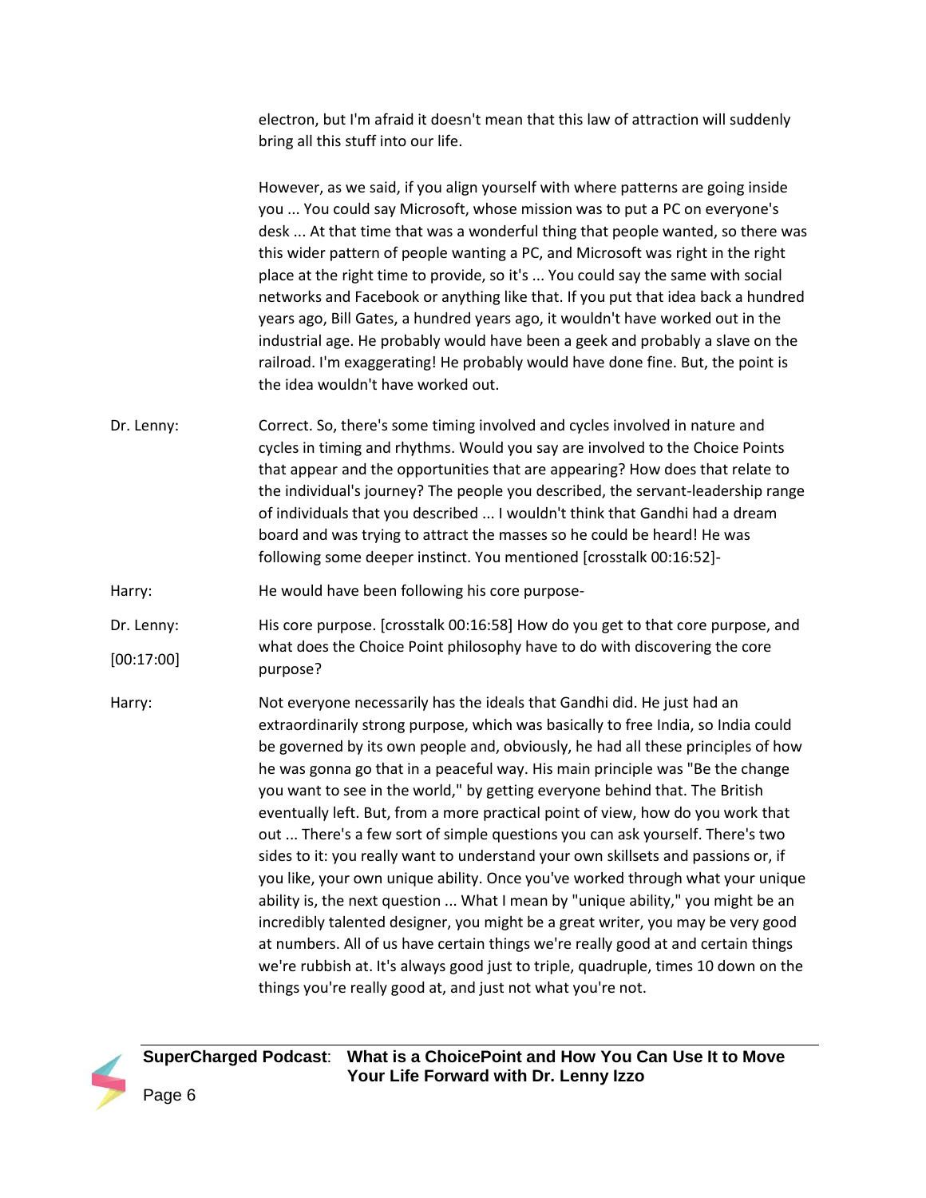electron, but I'm afraid it doesn't mean that this law of attraction will suddenly bring all this stuff into our life.

However, as we said, if you align yourself with where patterns are going inside you ... You could say Microsoft, whose mission was to put a PC on everyone's desk ... At that time that was a wonderful thing that people wanted, so there was this wider pattern of people wanting a PC, and Microsoft was right in the right place at the right time to provide, so it's ... You could say the same with social networks and Facebook or anything like that. If you put that idea back a hundred years ago, Bill Gates, a hundred years ago, it wouldn't have worked out in the industrial age. He probably would have been a geek and probably a slave on the railroad. I'm exaggerating! He probably would have done fine. But, the point is the idea wouldn't have worked out.

**Dr. Lenny:** Correct. So, there's some timing involved and cycles involved in nature and cycles in timing and rhythms. Would you say are involved to the Choice Points that appear and the opportunities that are appearing? How does that relate to the individual's journey? The people you described, the servant-leadership range of individuals that you described ... I wouldn't think that Gandhi had a dream board and was trying to attract the masses so he could be heard! He was following some deeper instinct. You mentioned [crosstalk 00:16:52]-

**Harry:** He would have been following his core purpose-

**Dr. Lenny:** His core purpose. [crosstalk 00:16:58] How do you get to that core purpose, and what does the Choice Point philosophy have to do with discovering the core purpose?

[00:17:00]

**Harry:** Not everyone necessarily has the ideals that Gandhi did. He just had an extraordinarily strong purpose, which was basically to free India, so India could be governed by its own people and, obviously, he had all these principles of how he was gonna go that in a peaceful way. His main principle was "Be the change you want to see in the world," by getting everyone behind that. The British eventually left. But, from a more practical point of view, how do you work that out ... There's a few sort of simple questions you can ask yourself. There's two sides to it: you really want to understand your own skillsets and passions or, if you like, your own unique ability. Once you've worked through what your unique ability is, the next question ... What I mean by "unique ability," you might be an incredibly talented designer, you might be a great writer, you may be very good at numbers. All of us have certain things we're really good at and certain things we're rubbish at. It's always good just to triple, quadruple, times 10 down on the things you're really good at, and just not what you're not.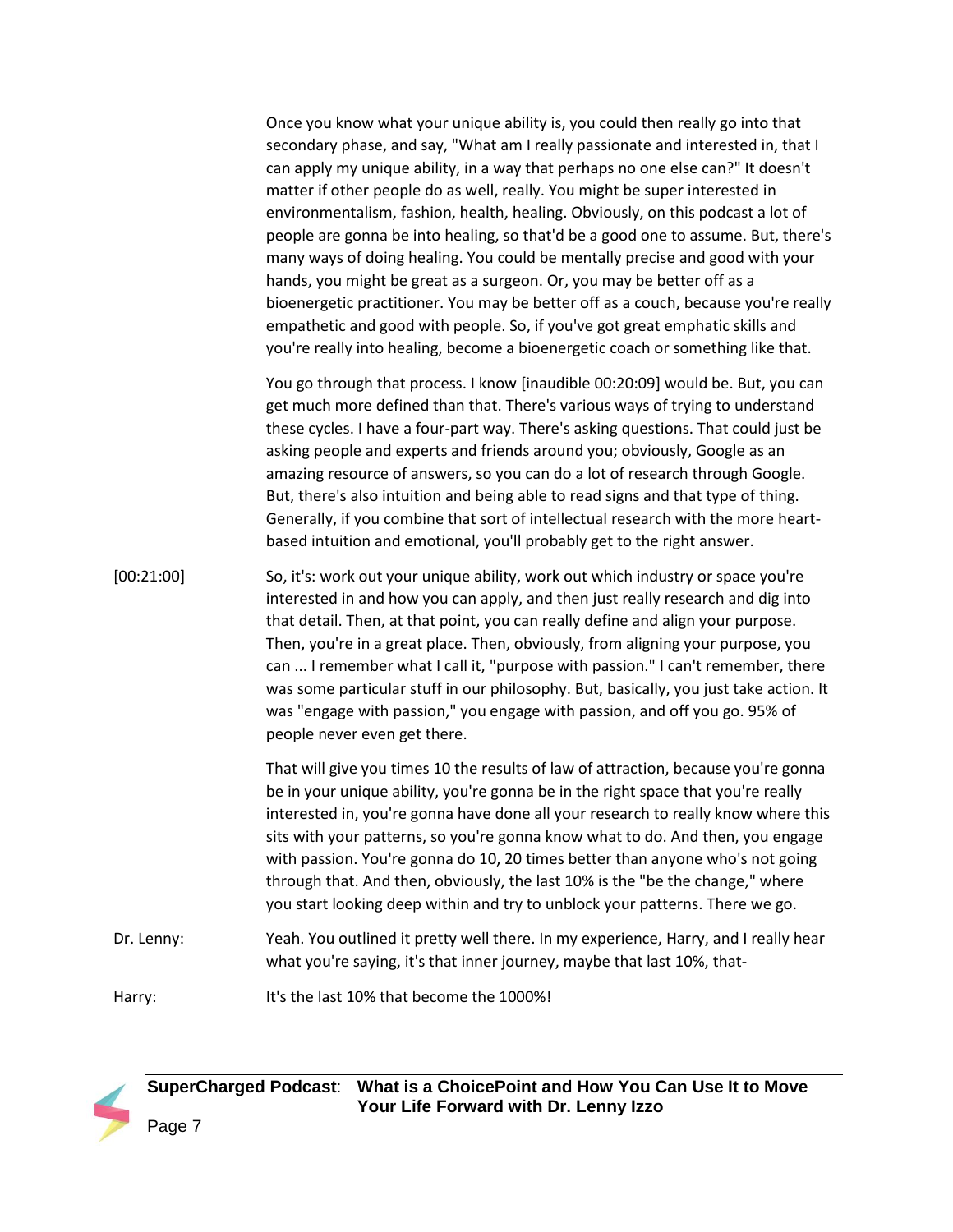Once you know what your unique ability is, you could then really go into that secondary phase, and say, "What am I really passionate and interested in, that I can apply my unique ability, in a way that perhaps no one else can?" It doesn't matter if other people do as well, really. You might be super interested in environmentalism, fashion, health, healing. Obviously, on this podcast a lot of people are gonna be into healing, so that'd be a good one to assume. But, there's many ways of doing healing. You could be mentally precise and good with your hands, you might be great as a surgeon. Or, you may be better off as a bioenergetic practitioner. You may be better off as a couch, because you're really empathetic and good with people. So, if you've got great emphatic skills and you're really into healing, become a bioenergetic coach or something like that.

You go through that process. I know [inaudible 00:20:09] would be. But, you can get much more defined than that. There's various ways of trying to understand these cycles. I have a four-part way. There's asking questions. That could just be asking people and experts and friends around you; obviously, Google as an amazing resource of answers, so you can do a lot of research through Google. But, there's also intuition and being able to read signs and that type of thing. Generally, if you combine that sort of intellectual research with the more heart-based intuition and emotional, you'll probably get to the right answer.

[00:21:00] So, it's: work out your unique ability, work out which industry or space you're interested in and how you can apply, and then just really research and dig into that detail. Then, at that point, you can really define and align your purpose. Then, you're in a great place. Then, obviously, from aligning your purpose, you can ... I remember what I call it, "purpose with passion." I can't remember, there was some particular stuff in our philosophy. But, basically, you just take action. It was "engage with passion," you engage with passion, and off you go. 95% of people never even get there.

That will give you times 10 the results of law of attraction, because you're gonna be in your unique ability, you're gonna be in the right space that you're really interested in, you're gonna have done all your research to really know where this sits with your patterns, so you're gonna know what to do. And then, you engage with passion. You're gonna do 10, 20 times better than anyone who's not going through that. And then, obviously, the last 10% is the "be the change," where you start looking deep within and try to unblock your patterns. There we go.

Dr. Lenny: Yeah. You outlined it pretty well there. In my experience, Harry, and I really hear what you're saying, it's that inner journey, maybe that last 10%, that-

Harry: It's the last 10% that become the 1000%!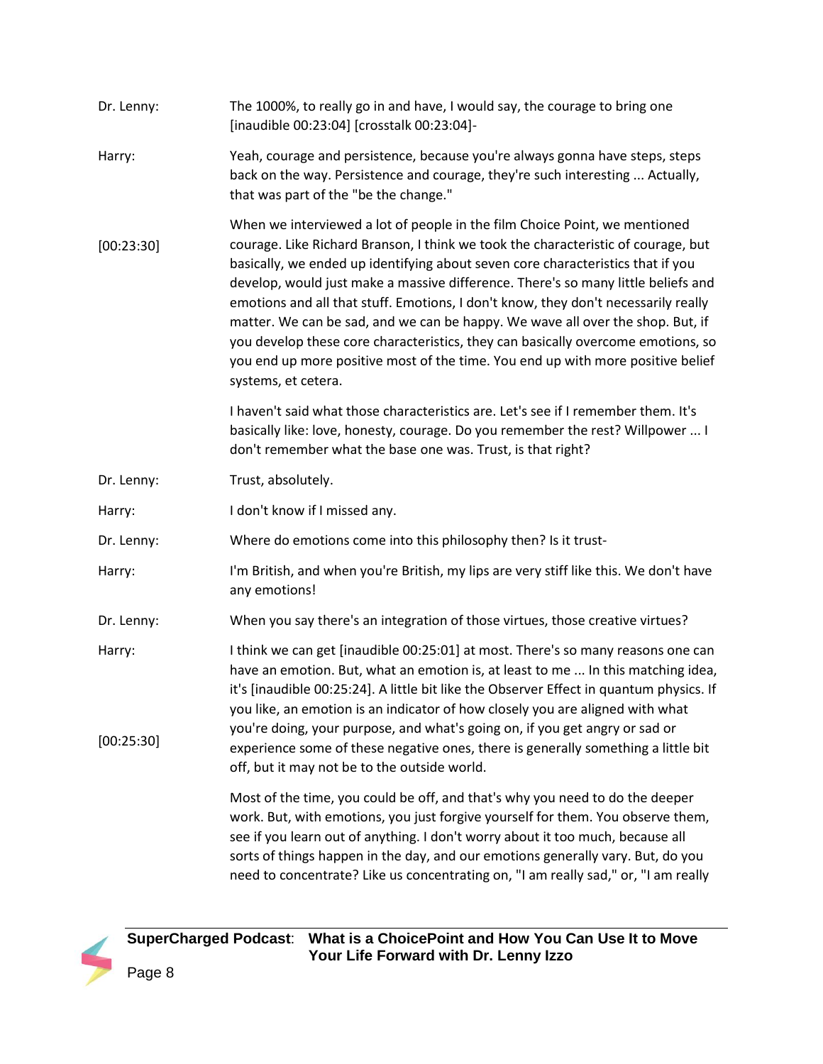**Dr. Lenny:** The 1000%, to really go in and have, I would say, the courage to bring one [inaudible 00:23:04] [crosstalk 00:23:04]-

**Harry:** Yeah, courage and persistence, because you're always gonna have steps, steps back on the way. Persistence and courage, they're such interesting ... Actually, that was part of the "be the change."

[00:23:30] When we interviewed a lot of people in the film Choice Point, we mentioned courage. Like Richard Branson, I think we took the characteristic of courage, but basically, we ended up identifying about seven core characteristics that if you develop, would just make a massive difference. There's so many little beliefs and emotions and all that stuff. Emotions, I don't know, they don't necessarily really matter. We can be sad, and we can be happy. We wave all over the shop. But, if you develop these core characteristics, they can basically overcome emotions, so you end up more positive most of the time. You end up with more positive belief systems, et cetera.

I haven't said what those characteristics are. Let's see if I remember them. It's basically like: love, honesty, courage. Do you remember the rest? Willpower ... I don't remember what the base one was. Trust, is that right?

**Dr. Lenny:** Trust, absolutely.

**Harry:** I don't know if I missed any.

**Dr. Lenny:** Where do emotions come into this philosophy then? Is it trust-

**Harry:** I'm British, and when you're British, my lips are very stiff like this. We don't have any emotions!

**Dr. Lenny:** When you say there's an integration of those virtues, those creative virtues?

**Harry:** I think we can get [inaudible 00:25:01] at most. There's so many reasons one can have an emotion. But, what an emotion is, at least to me ... In this matching idea, it's [inaudible 00:25:24]. A little bit like the Observer Effect in quantum physics. If you like, an emotion is an indicator of how closely you are aligned with what you're doing, your purpose, and what's going on, if you get angry or sad or experience some of these negative ones, there is generally something a little bit off, but it may not be to the outside world.

[00:25:30]

Most of the time, you could be off, and that's why you need to do the deeper work. But, with emotions, you just forgive yourself for them. You observe them, see if you learn out of anything. I don't worry about it too much, because all sorts of things happen in the day, and our emotions generally vary. But, do you need to concentrate? Like us concentrating on, "I am really sad," or, "I am really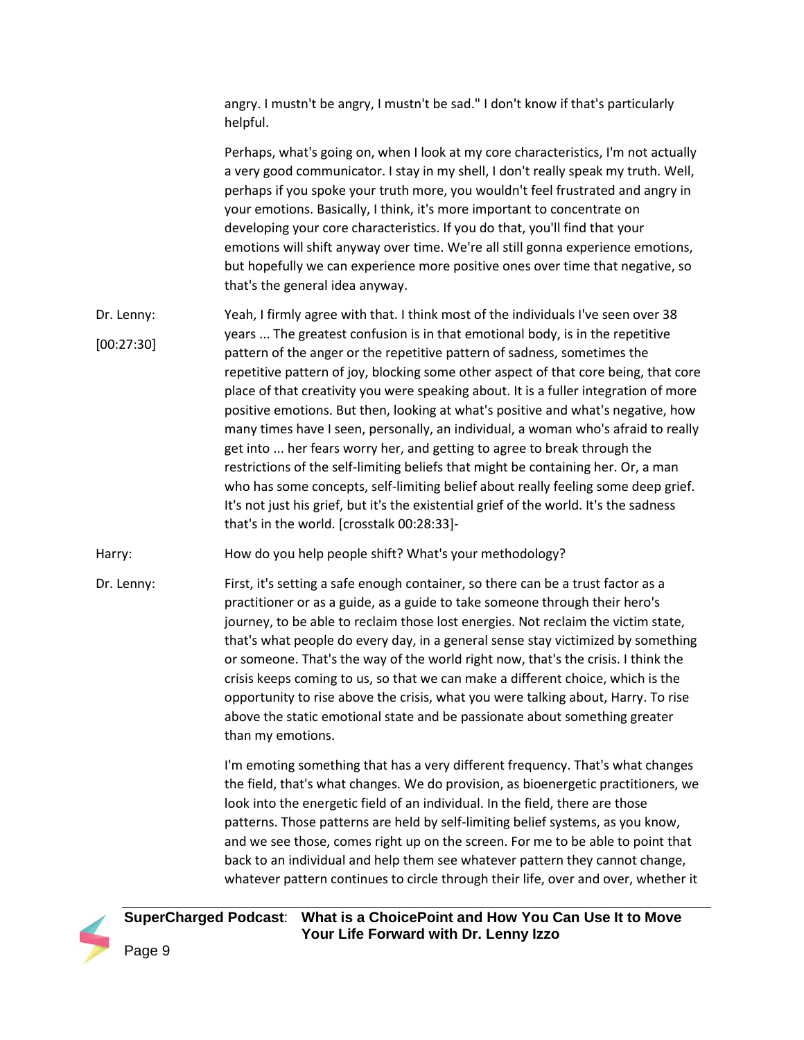angry. I mustn't be angry, I mustn't be sad." I don't know if that's particularly helpful.

Perhaps, what's going on, when I look at my core characteristics, I'm not actually a very good communicator. I stay in my shell, I don't really speak my truth. Well, perhaps if you spoke your truth more, you wouldn't feel frustrated and angry in your emotions. Basically, I think, it's more important to concentrate on developing your core characteristics. If you do that, you'll find that your emotions will shift anyway over time. We're all still gonna experience emotions, but hopefully we can experience more positive ones over time that negative, so that's the general idea anyway.

**Dr. Lenny:** [00:27:30] Yeah, I firmly agree with that. I think most of the individuals I've seen over 38 years ... The greatest confusion is in that emotional body, is in the repetitive pattern of the anger or the repetitive pattern of sadness, sometimes the repetitive pattern of joy, blocking some other aspect of that core being, that core place of that creativity you were speaking about. It is a fuller integration of more positive emotions. But then, looking at what's positive and what's negative, how many times have I seen, personally, an individual, a woman who's afraid to really get into ... her fears worry her, and getting to agree to break through the restrictions of the self-limiting beliefs that might be containing her. Or, a man who has some concepts, self-limiting belief about really feeling some deep grief. It's not just his grief, but it's the existential grief of the world. It's the sadness that's in the world. [crosstalk 00:28:33]-

**Harry:** How do you help people shift? What's your methodology?

**Dr. Lenny:** First, it's setting a safe enough container, so there can be a trust factor as a practitioner or as a guide, as a guide to take someone through their hero's journey, to be able to reclaim those lost energies. Not reclaim the victim state, that's what people do every day, in a general sense stay victimized by something or someone. That's the way of the world right now, that's the crisis. I think the crisis keeps coming to us, so that we can make a different choice, which is the opportunity to rise above the crisis, what you were talking about, Harry. To rise above the static emotional state and be passionate about something greater than my emotions.

I'm emoting something that has a very different frequency. That's what changes the field, that's what changes. We do provision, as bioenergetic practitioners, we look into the energetic field of an individual. In the field, there are those patterns. Those patterns are held by self-limiting belief systems, as you know, and we see those, comes right up on the screen. For me to be able to point that back to an individual and help them see whatever pattern they cannot change, whatever pattern continues to circle through their life, over and over, whether it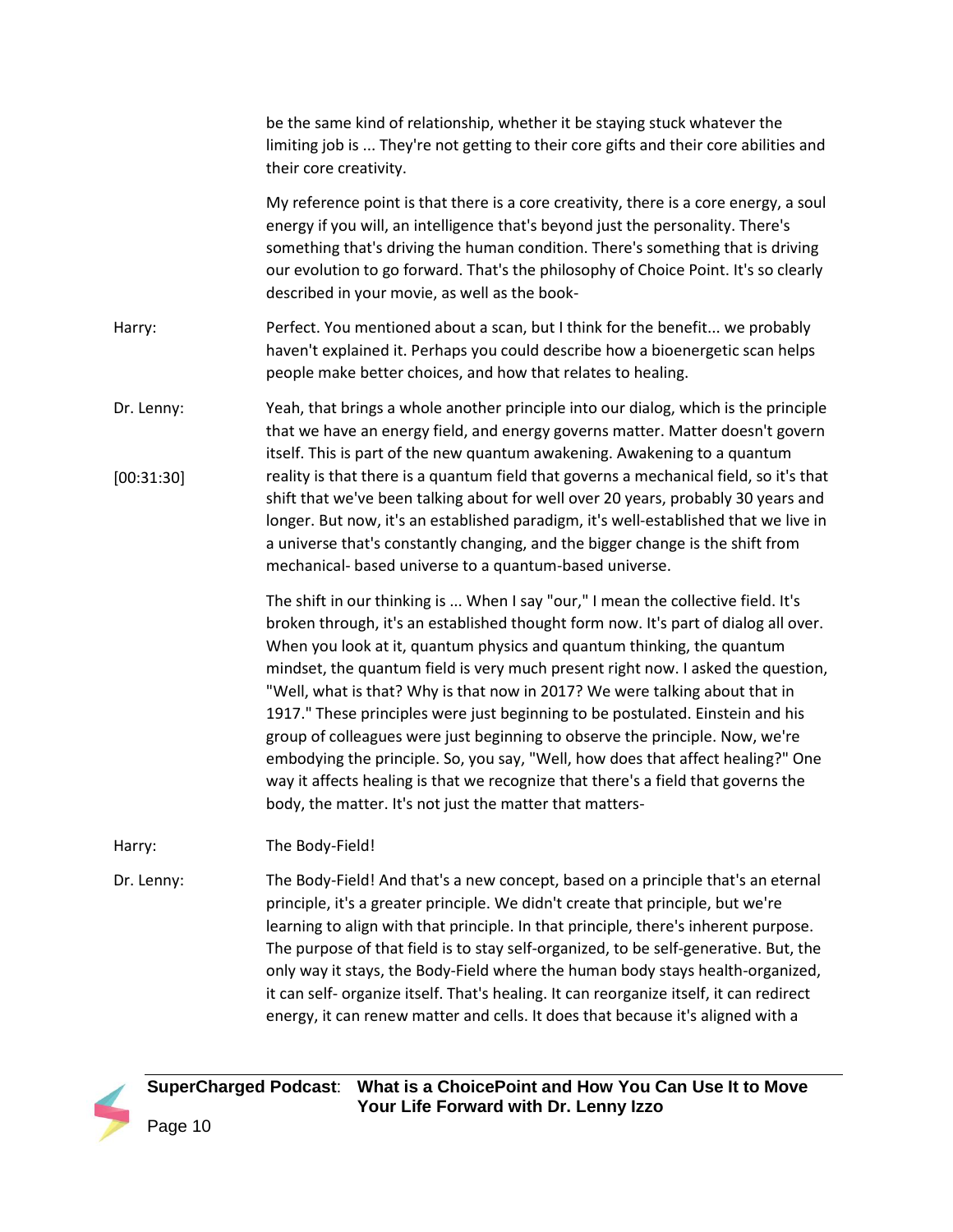be the same kind of relationship, whether it be staying stuck whatever the limiting job is ... They're not getting to their core gifts and their core abilities and their core creativity.

My reference point is that there is a core creativity, there is a core energy, a soul energy if you will, an intelligence that's beyond just the personality. There's something that's driving the human condition. There's something that is driving our evolution to go forward. That's the philosophy of Choice Point. It's so clearly described in your movie, as well as the book-

**Harry:** Perfect. You mentioned about a scan, but I think for the benefit... we probably haven't explained it. Perhaps you could describe how a bioenergetic scan helps people make better choices, and how that relates to healing.

**Dr. Lenny:** Yeah, that brings a whole another principle into our dialog, which is the principle that we have an energy field, and energy governs matter. Matter doesn't govern itself. This is part of the new quantum awakening. Awakening to a quantum reality is that there is a quantum field that governs a mechanical field, so it's that shift that we've been talking about for well over 20 years, probably 30 years and longer. But now, it's an established paradigm, it's well-established that we live in a universe that's constantly changing, and the bigger change is the shift from mechanical- based universe to a quantum-based universe.

[00:31:30]

The shift in our thinking is ... When I say "our," I mean the collective field. It's broken through, it's an established thought form now. It's part of dialog all over. When you look at it, quantum physics and quantum thinking, the quantum mindset, the quantum field is very much present right now. I asked the question, "Well, what is that? Why is that now in 2017? We were talking about that in 1917." These principles were just beginning to be postulated. Einstein and his group of colleagues were just beginning to observe the principle. Now, we're embodying the principle. So, you say, "Well, how does that affect healing?" One way it affects healing is that we recognize that there's a field that governs the body, the matter. It's not just the matter that matters-

**Harry:** The Body-Field!

**Dr. Lenny:** The Body-Field! And that's a new concept, based on a principle that's an eternal principle, it's a greater principle. We didn't create that principle, but we're learning to align with that principle. In that principle, there's inherent purpose. The purpose of that field is to stay self-organized, to be self-generative. But, the only way it stays, the Body-Field where the human body stays health-organized, it can self- organize itself. That's healing. It can reorganize itself, it can redirect energy, it can renew matter and cells. It does that because it's aligned with a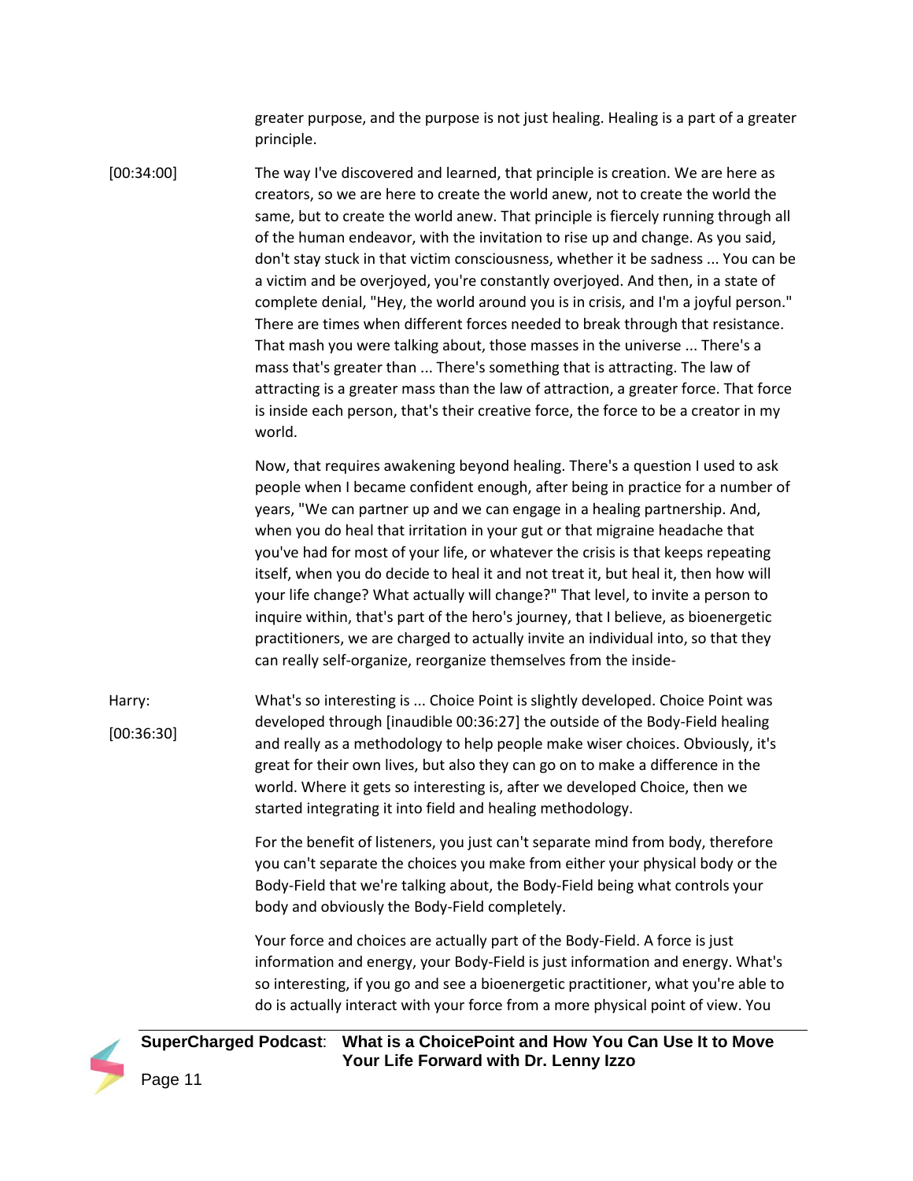greater purpose, and the purpose is not just healing. Healing is a part of a greater principle.

[00:34:00] The way I've discovered and learned, that principle is creation. We are here as creators, so we are here to create the world anew, not to create the world the same, but to create the world anew. That principle is fiercely running through all of the human endeavor, with the invitation to rise up and change. As you said, don't stay stuck in that victim consciousness, whether it be sadness ... You can be a victim and be overjoyed, you're constantly overjoyed. And then, in a state of complete denial, "Hey, the world around you is in crisis, and I'm a joyful person." There are times when different forces needed to break through that resistance. That mash you were talking about, those masses in the universe ... There's a mass that's greater than ... There's something that is attracting. The law of attracting is a greater mass than the law of attraction, a greater force. That force is inside each person, that's their creative force, the force to be a creator in my world.

Now, that requires awakening beyond healing. There's a question I used to ask people when I became confident enough, after being in practice for a number of years, "We can partner up and we can engage in a healing partnership. And, when you do heal that irritation in your gut or that migraine headache that you've had for most of your life, or whatever the crisis is that keeps repeating itself, when you do decide to heal it and not treat it, but heal it, then how will your life change? What actually will change?" That level, to invite a person to inquire within, that's part of the hero's journey, that I believe, as bioenergetic practitioners, we are charged to actually invite an individual into, so that they can really self-organize, reorganize themselves from the inside-

Harry: [00:36:30] What's so interesting is ... Choice Point is slightly developed. Choice Point was developed through [inaudible 00:36:27] the outside of the Body-Field healing and really as a methodology to help people make wiser choices. Obviously, it's great for their own lives, but also they can go on to make a difference in the world. Where it gets so interesting is, after we developed Choice, then we started integrating it into field and healing methodology.

For the benefit of listeners, you just can't separate mind from body, therefore you can't separate the choices you make from either your physical body or the Body-Field that we're talking about, the Body-Field being what controls your body and obviously the Body-Field completely.

Your force and choices are actually part of the Body-Field. A force is just information and energy, your Body-Field is just information and energy. What's so interesting, if you go and see a bioenergetic practitioner, what you're able to do is actually interact with your force from a more physical point of view. You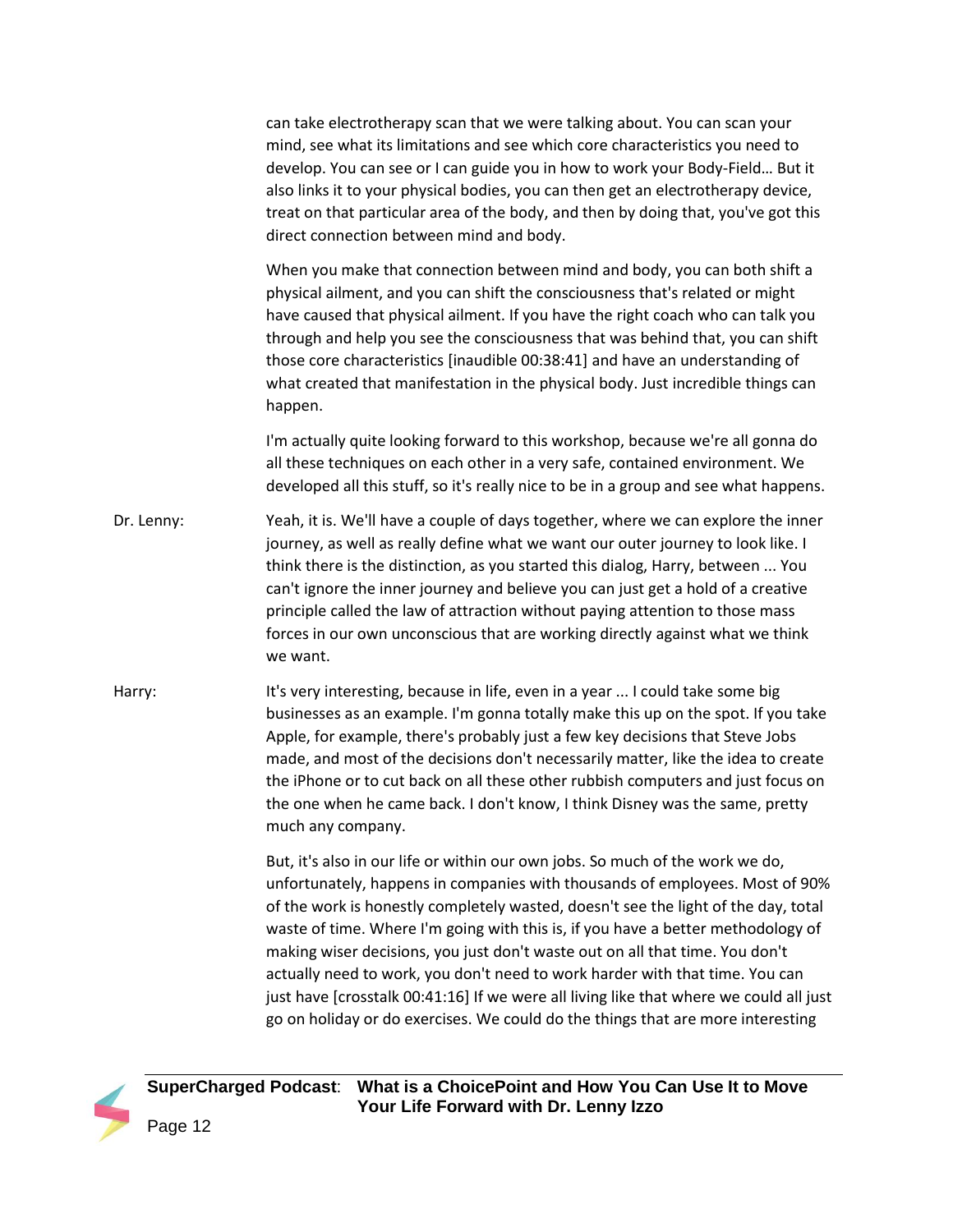can take electrotherapy scan that we were talking about. You can scan your mind, see what its limitations and see which core characteristics you need to develop. You can see or I can guide you in how to work your Body-Field… But it also links it to your physical bodies, you can then get an electrotherapy device, treat on that particular area of the body, and then by doing that, you've got this direct connection between mind and body.

When you make that connection between mind and body, you can both shift a physical ailment, and you can shift the consciousness that's related or might have caused that physical ailment. If you have the right coach who can talk you through and help you see the consciousness that was behind that, you can shift those core characteristics [inaudible 00:38:41] and have an understanding of what created that manifestation in the physical body. Just incredible things can happen.

I'm actually quite looking forward to this workshop, because we're all gonna do all these techniques on each other in a very safe, contained environment. We developed all this stuff, so it's really nice to be in a group and see what happens.

Dr. Lenny: Yeah, it is. We'll have a couple of days together, where we can explore the inner journey, as well as really define what we want our outer journey to look like. I think there is the distinction, as you started this dialog, Harry, between ... You can't ignore the inner journey and believe you can just get a hold of a creative principle called the law of attraction without paying attention to those mass forces in our own unconscious that are working directly against what we think we want.

Harry: It's very interesting, because in life, even in a year ... I could take some big businesses as an example. I'm gonna totally make this up on the spot. If you take Apple, for example, there's probably just a few key decisions that Steve Jobs made, and most of the decisions don't necessarily matter, like the idea to create the iPhone or to cut back on all these other rubbish computers and just focus on the one when he came back. I don't know, I think Disney was the same, pretty much any company.

But, it's also in our life or within our own jobs. So much of the work we do, unfortunately, happens in companies with thousands of employees. Most of 90% of the work is honestly completely wasted, doesn't see the light of the day, total waste of time. Where I'm going with this is, if you have a better methodology of making wiser decisions, you just don't waste out on all that time. You don't actually need to work, you don't need to work harder with that time. You can just have [crosstalk 00:41:16] If we were all living like that where we could all just go on holiday or do exercises. We could do the things that are more interesting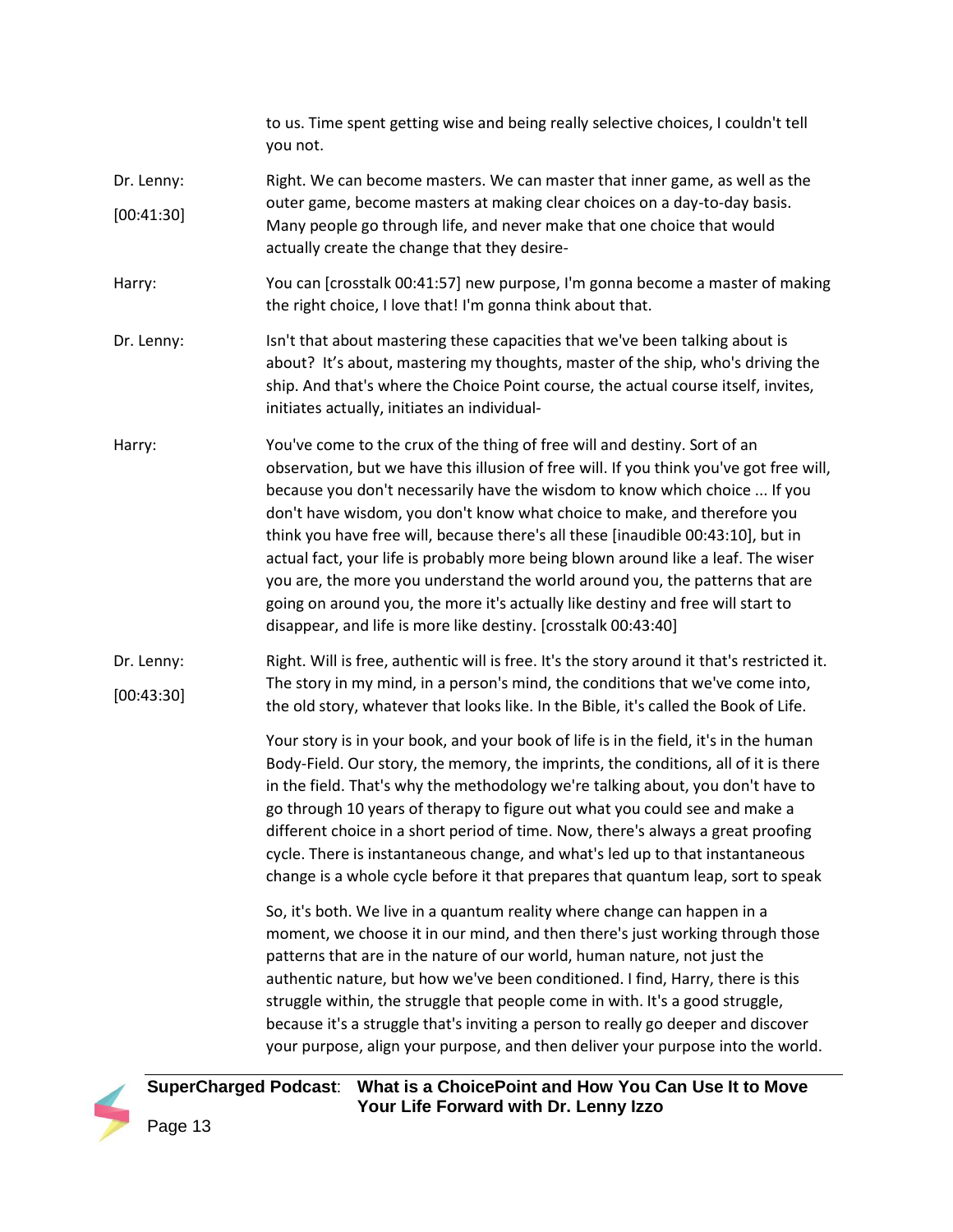to us. Time spent getting wise and being really selective choices, I couldn't tell you not.

Dr. Lenny: [00:41:30] Right. We can become masters. We can master that inner game, as well as the outer game, become masters at making clear choices on a day-to-day basis. Many people go through life, and never make that one choice that would actually create the change that they desire-

Harry: You can [crosstalk 00:41:57] new purpose, I'm gonna become a master of making the right choice, I love that! I'm gonna think about that.

Dr. Lenny: Isn't that about mastering these capacities that we've been talking about is about? It's about, mastering my thoughts, master of the ship, who's driving the ship. And that's where the Choice Point course, the actual course itself, invites, initiates actually, initiates an individual-

Harry: You've come to the crux of the thing of free will and destiny. Sort of an observation, but we have this illusion of free will. If you think you've got free will, because you don't necessarily have the wisdom to know which choice ... If you don't have wisdom, you don't know what choice to make, and therefore you think you have free will, because there's all these [inaudible 00:43:10], but in actual fact, your life is probably more being blown around like a leaf. The wiser you are, the more you understand the world around you, the patterns that are going on around you, the more it's actually like destiny and free will start to disappear, and life is more like destiny. [crosstalk 00:43:40]

Dr. Lenny: [00:43:30] Right. Will is free, authentic will is free. It's the story around it that's restricted it. The story in my mind, in a person's mind, the conditions that we've come into, the old story, whatever that looks like. In the Bible, it's called the Book of Life.

Your story is in your book, and your book of life is in the field, it's in the human Body-Field. Our story, the memory, the imprints, the conditions, all of it is there in the field. That's why the methodology we're talking about, you don't have to go through 10 years of therapy to figure out what you could see and make a different choice in a short period of time. Now, there's always a great proofing cycle. There is instantaneous change, and what's led up to that instantaneous change is a whole cycle before it that prepares that quantum leap, sort to speak

So, it's both. We live in a quantum reality where change can happen in a moment, we choose it in our mind, and then there's just working through those patterns that are in the nature of our world, human nature, not just the authentic nature, but how we've been conditioned. I find, Harry, there is this struggle within, the struggle that people come in with. It's a good struggle, because it's a struggle that's inviting a person to really go deeper and discover your purpose, align your purpose, and then deliver your purpose into the world.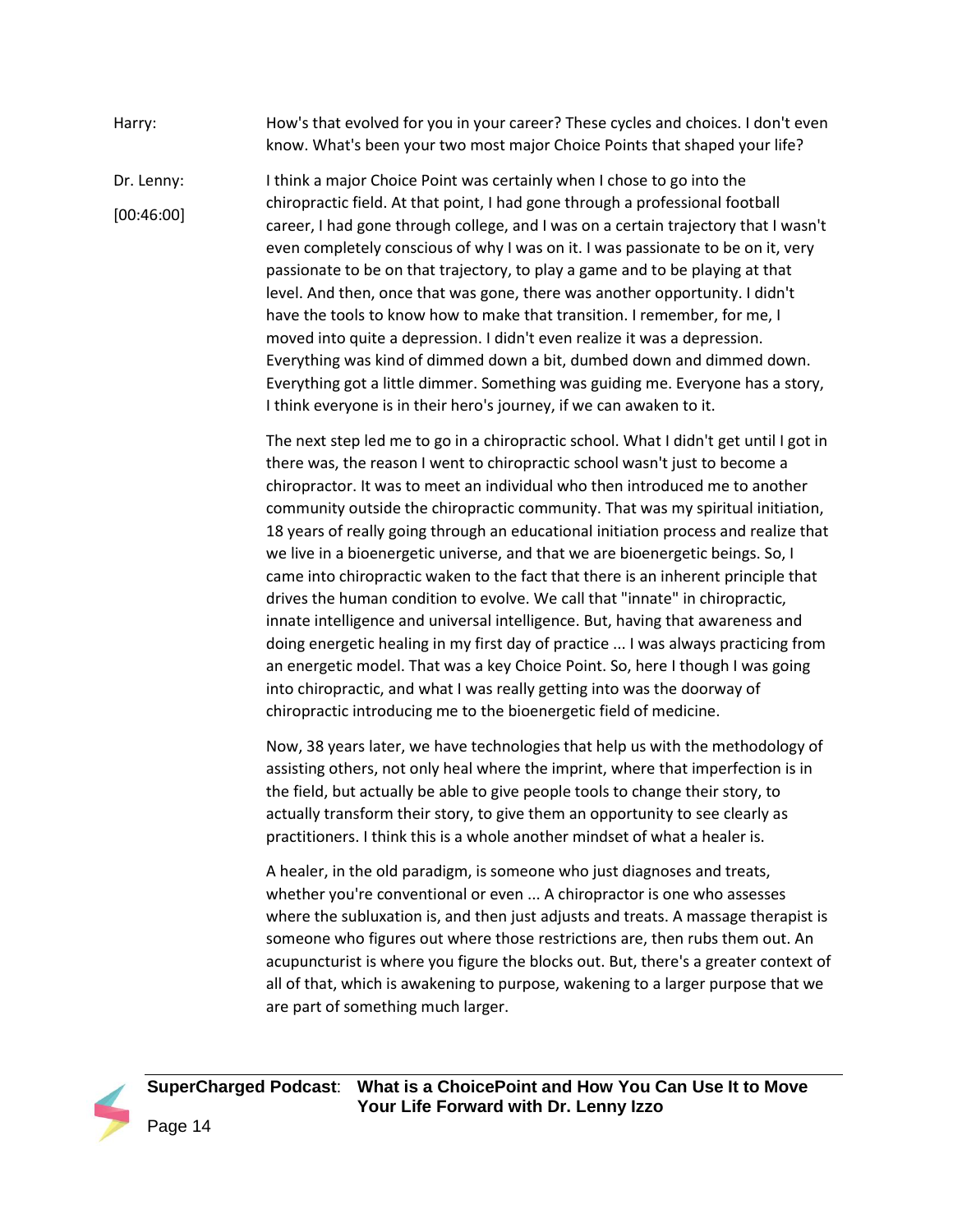Harry: How's that evolved for you in your career? These cycles and choices. I don't even know. What's been your two most major Choice Points that shaped your life?

Dr. Lenny: [00:46:00] I think a major Choice Point was certainly when I chose to go into the chiropractic field. At that point, I had gone through a professional football career, I had gone through college, and I was on a certain trajectory that I wasn't even completely conscious of why I was on it. I was passionate to be on it, very passionate to be on that trajectory, to play a game and to be playing at that level. And then, once that was gone, there was another opportunity. I didn't have the tools to know how to make that transition. I remember, for me, I moved into quite a depression. I didn't even realize it was a depression. Everything was kind of dimmed down a bit, dumbed down and dimmed down. Everything got a little dimmer. Something was guiding me. Everyone has a story, I think everyone is in their hero's journey, if we can awaken to it.

The next step led me to go in a chiropractic school. What I didn't get until I got in there was, the reason I went to chiropractic school wasn't just to become a chiropractor. It was to meet an individual who then introduced me to another community outside the chiropractic community. That was my spiritual initiation, 18 years of really going through an educational initiation process and realize that we live in a bioenergetic universe, and that we are bioenergetic beings. So, I came into chiropractic waken to the fact that there is an inherent principle that drives the human condition to evolve. We call that "innate" in chiropractic, innate intelligence and universal intelligence. But, having that awareness and doing energetic healing in my first day of practice ... I was always practicing from an energetic model. That was a key Choice Point. So, here I though I was going into chiropractic, and what I was really getting into was the doorway of chiropractic introducing me to the bioenergetic field of medicine.

Now, 38 years later, we have technologies that help us with the methodology of assisting others, not only heal where the imprint, where that imperfection is in the field, but actually be able to give people tools to change their story, to actually transform their story, to give them an opportunity to see clearly as practitioners. I think this is a whole another mindset of what a healer is.

A healer, in the old paradigm, is someone who just diagnoses and treats, whether you're conventional or even ... A chiropractor is one who assesses where the subluxation is, and then just adjusts and treats. A massage therapist is someone who figures out where those restrictions are, then rubs them out. An acupuncturist is where you figure the blocks out. But, there's a greater context of all of that, which is awakening to purpose, wakening to a larger purpose that we are part of something much larger.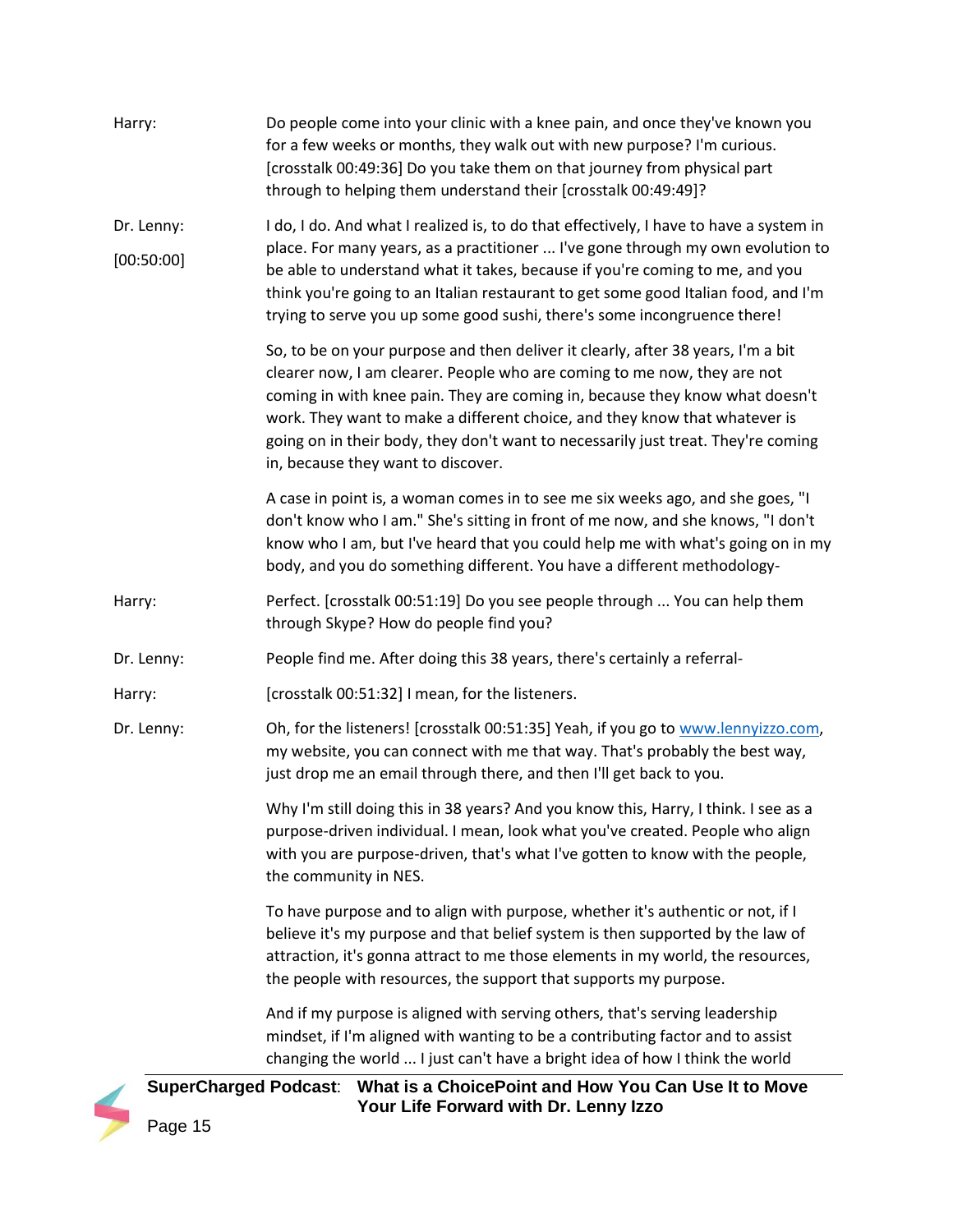Harry: Do people come into your clinic with a knee pain, and once they've known you for a few weeks or months, they walk out with new purpose? I'm curious. [crosstalk 00:49:36] Do you take them on that journey from physical part through to helping them understand their [crosstalk 00:49:49]?

Dr. Lenny: [00:50:00] I do, I do. And what I realized is, to do that effectively, I have to have a system in place. For many years, as a practitioner ... I've gone through my own evolution to be able to understand what it takes, because if you're coming to me, and you think you're going to an Italian restaurant to get some good Italian food, and I'm trying to serve you up some good sushi, there's some incongruence there!

So, to be on your purpose and then deliver it clearly, after 38 years, I'm a bit clearer now, I am clearer. People who are coming to me now, they are not coming in with knee pain. They are coming in, because they know what doesn't work. They want to make a different choice, and they know that whatever is going on in their body, they don't want to necessarily just treat. They're coming in, because they want to discover.

A case in point is, a woman comes in to see me six weeks ago, and she goes, "I don't know who I am." She's sitting in front of me now, and she knows, "I don't know who I am, but I've heard that you could help me with what's going on in my body, and you do something different. You have a different methodology-

Harry: Perfect. [crosstalk 00:51:19] Do you see people through ... You can help them through Skype? How do people find you?

Dr. Lenny: People find me. After doing this 38 years, there's certainly a referral-

Harry: [crosstalk 00:51:32] I mean, for the listeners.

Dr. Lenny: Oh, for the listeners! [crosstalk 00:51:35] Yeah, if you go to [www.lennyizzo.com](http://www.lennyizzo.com), my website, you can connect with me that way. That's probably the best way, just drop me an email through there, and then I'll get back to you.

Why I'm still doing this in 38 years? And you know this, Harry, I think. I see as a purpose-driven individual. I mean, look what you've created. People who align with you are purpose-driven, that's what I've gotten to know with the people, the community in NES.

To have purpose and to align with purpose, whether it's authentic or not, if I believe it's my purpose and that belief system is then supported by the law of attraction, it's gonna attract to me those elements in my world, the resources, the people with resources, the support that supports my purpose.

And if my purpose is aligned with serving others, that's serving leadership mindset, if I'm aligned with wanting to be a contributing factor and to assist changing the world ... I just can't have a bright idea of how I think the world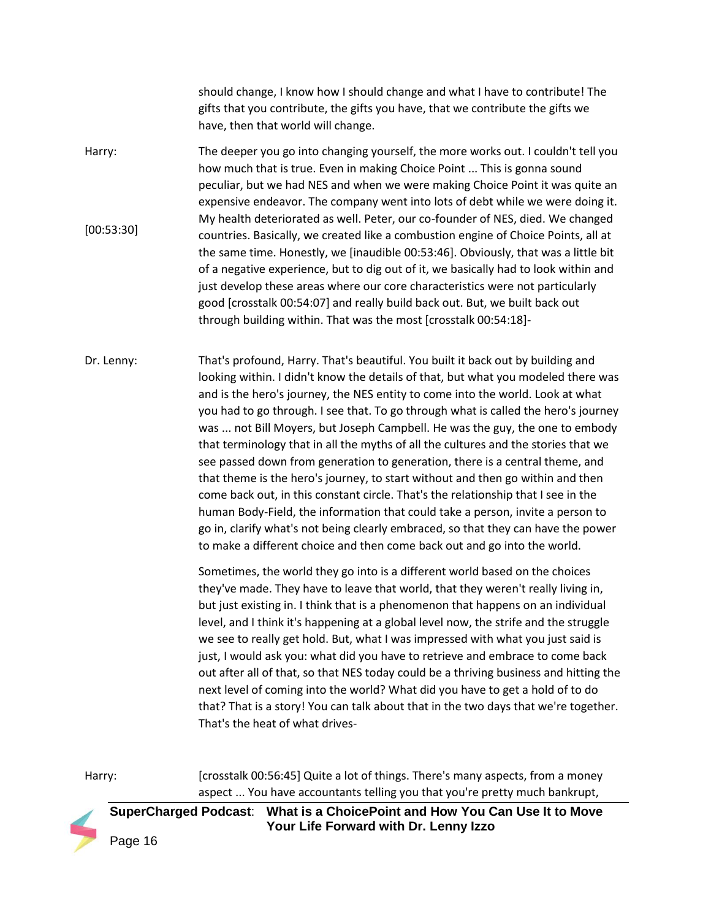should change, I know how I should change and what I have to contribute! The gifts that you contribute, the gifts you have, that we contribute the gifts we have, then that world will change.

Harry: The deeper you go into changing yourself, the more works out. I couldn't tell you how much that is true. Even in making Choice Point ... This is gonna sound peculiar, but we had NES and when we were making Choice Point it was quite an expensive endeavor. The company went into lots of debt while we were doing it. My health deteriorated as well. Peter, our co-founder of NES, died. We changed countries. Basically, we created like a combustion engine of Choice Points, all at the same time. Honestly, we [inaudible 00:53:46]. Obviously, that was a little bit of a negative experience, but to dig out of it, we basically had to look within and just develop these areas where our core characteristics were not particularly good [crosstalk 00:54:07] and really build back out. But, we built back out through building within. That was the most [crosstalk 00:54:18]-

[00:53:30]

Dr. Lenny: That's profound, Harry. That's beautiful. You built it back out by building and looking within. I didn't know the details of that, but what you modeled there was and is the hero's journey, the NES entity to come into the world. Look at what you had to go through. I see that. To go through what is called the hero's journey was ... not Bill Moyers, but Joseph Campbell. He was the guy, the one to embody that terminology that in all the myths of all the cultures and the stories that we see passed down from generation to generation, there is a central theme, and that theme is the hero's journey, to start without and then go within and then come back out, in this constant circle. That's the relationship that I see in the human Body-Field, the information that could take a person, invite a person to go in, clarify what's not being clearly embraced, so that they can have the power to make a different choice and then come back out and go into the world.

Sometimes, the world they go into is a different world based on the choices they've made. They have to leave that world, that they weren't really living in, but just existing in. I think that is a phenomenon that happens on an individual level, and I think it's happening at a global level now, the strife and the struggle we see to really get hold. But, what I was impressed with what you just said is just, I would ask you: what did you have to retrieve and embrace to come back out after all of that, so that NES today could be a thriving business and hitting the next level of coming into the world? What did you have to get a hold of to do that? That is a story! You can talk about that in the two days that we're together. That's the heat of what drives-

Harry: [crosstalk 00:56:45] Quite a lot of things. There's many aspects, from a money aspect ... You have accountants telling you that you're pretty much bankrupt,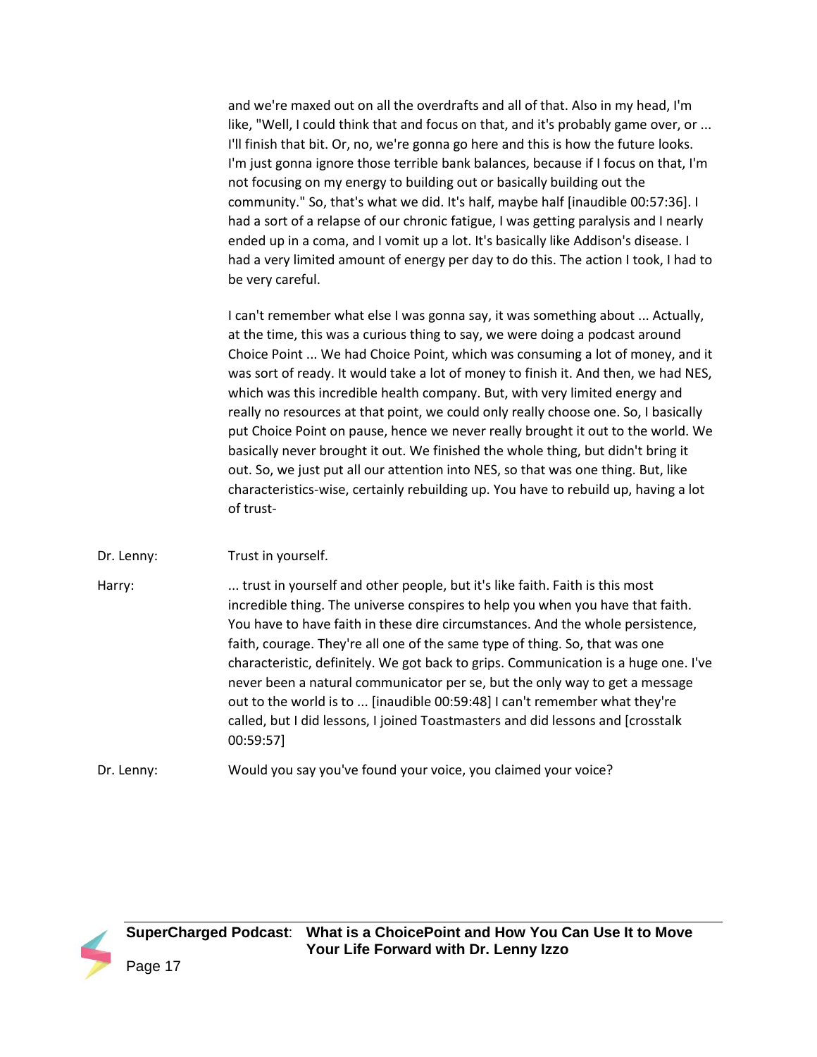and we're maxed out on all the overdrafts and all of that. Also in my head, I'm like, "Well, I could think that and focus on that, and it's probably game over, or ... I'll finish that bit. Or, no, we're gonna go here and this is how the future looks. I'm just gonna ignore those terrible bank balances, because if I focus on that, I'm not focusing on my energy to building out or basically building out the community." So, that's what we did. It's half, maybe half [inaudible 00:57:36]. I had a sort of a relapse of our chronic fatigue, I was getting paralysis and I nearly ended up in a coma, and I vomit up a lot. It's basically like Addison's disease. I had a very limited amount of energy per day to do this. The action I took, I had to be very careful.

I can't remember what else I was gonna say, it was something about ... Actually, at the time, this was a curious thing to say, we were doing a podcast around Choice Point ... We had Choice Point, which was consuming a lot of money, and it was sort of ready. It would take a lot of money to finish it. And then, we had NES, which was this incredible health company. But, with very limited energy and really no resources at that point, we could only really choose one. So, I basically put Choice Point on pause, hence we never really brought it out to the world. We basically never brought it out. We finished the whole thing, but didn't bring it out. So, we just put all our attention into NES, so that was one thing. But, like characteristics-wise, certainly rebuilding up. You have to rebuild up, having a lot of trust-

**Dr. Lenny:** Trust in yourself.

**Harry:** ... trust in yourself and other people, but it's like faith. Faith is this most incredible thing. The universe conspires to help you when you have that faith. You have to have faith in these dire circumstances. And the whole persistence, faith, courage. They're all one of the same type of thing. So, that was one characteristic, definitely. We got back to grips. Communication is a huge one. I've never been a natural communicator per se, but the only way to get a message out to the world is to ... [inaudible 00:59:48] I can't remember what they're called, but I did lessons, I joined Toastmasters and did lessons and [crosstalk 00:59:57]

**Dr. Lenny:** Would you say you've found your voice, you claimed your voice?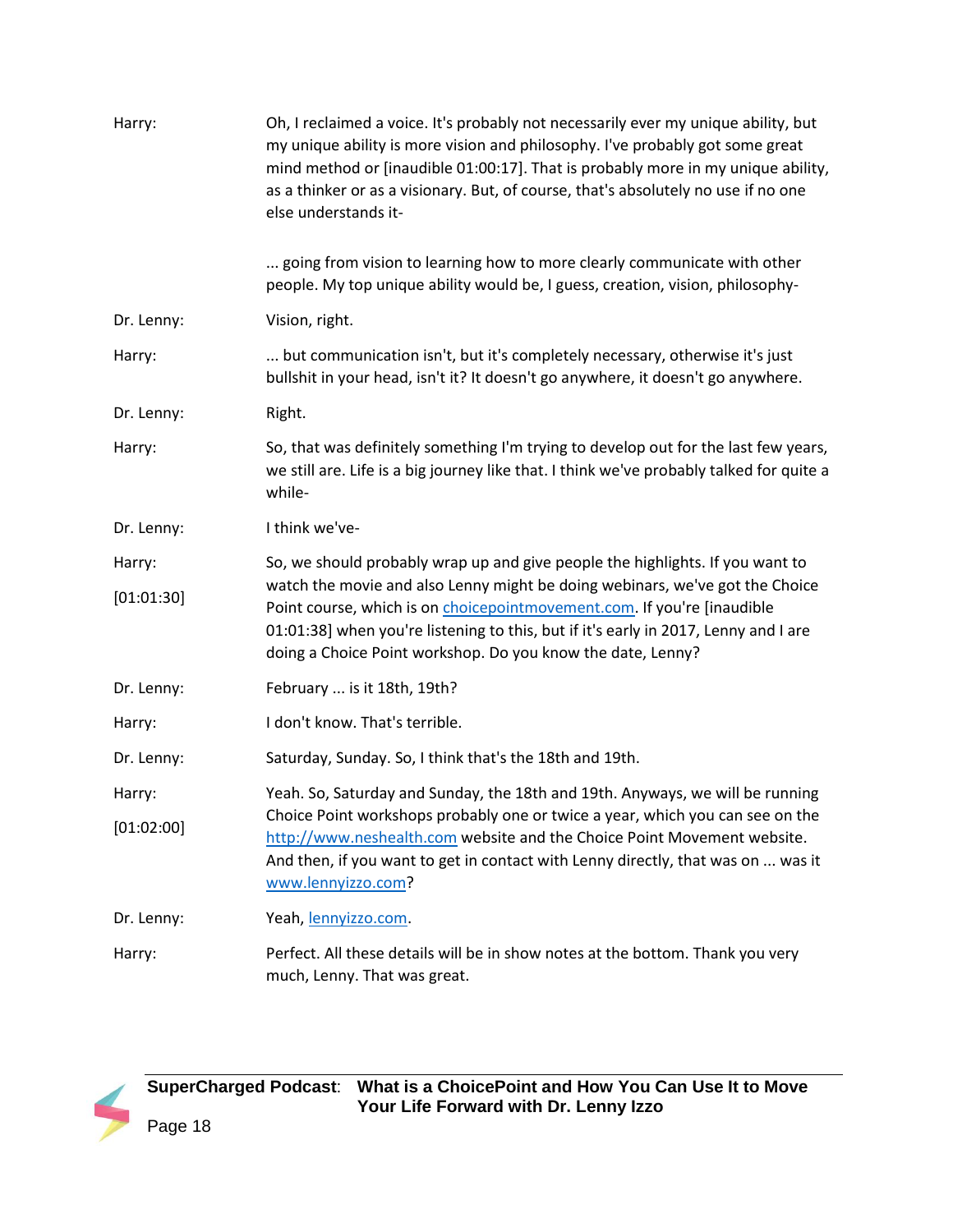Harry: Oh, I reclaimed a voice. It's probably not necessarily ever my unique ability, but my unique ability is more vision and philosophy. I've probably got some great mind method or [inaudible 01:00:17]. That is probably more in my unique ability, as a thinker or as a visionary. But, of course, that's absolutely no use if no one else understands it-

... going from vision to learning how to more clearly communicate with other people. My top unique ability would be, I guess, creation, vision, philosophy-

Dr. Lenny: Vision, right.

Harry: ... but communication isn't, but it's completely necessary, otherwise it's just bullshit in your head, isn't it? It doesn't go anywhere, it doesn't go anywhere.

Dr. Lenny: Right.

Harry: So, that was definitely something I'm trying to develop out for the last few years, we still are. Life is a big journey like that. I think we've probably talked for quite a while-

Dr. Lenny: I think we've-

Harry: [01:01:30] So, we should probably wrap up and give people the highlights. If you want to watch the movie and also Lenny might be doing webinars, we've got the Choice Point course, which is on [choicepointmovement.com](choicepointmovement.com). If you're [inaudible 01:01:38] when you're listening to this, but if it's early in 2017, Lenny and I are doing a Choice Point workshop. Do you know the date, Lenny?

Dr. Lenny: February ... is it 18th, 19th?

Harry: I don't know. That's terrible.

Dr. Lenny: Saturday, Sunday. So, I think that's the 18th and 19th.

Harry: [01:02:00] Yeah. So, Saturday and Sunday, the 18th and 19th. Anyways, we will be running Choice Point workshops probably one or twice a year, which you can see on the [http://www.neshealth.com](http://www.neshealth.com) website and the Choice Point Movement website. And then, if you want to get in contact with Lenny directly, that was on ... was it [www.lennyizzo.com](www.lennyizzo.com)?

Dr. Lenny: Yeah, [lennyizzo.com](lennyizzo.com).

Harry: Perfect. All these details will be in show notes at the bottom. Thank you very much, Lenny. That was great.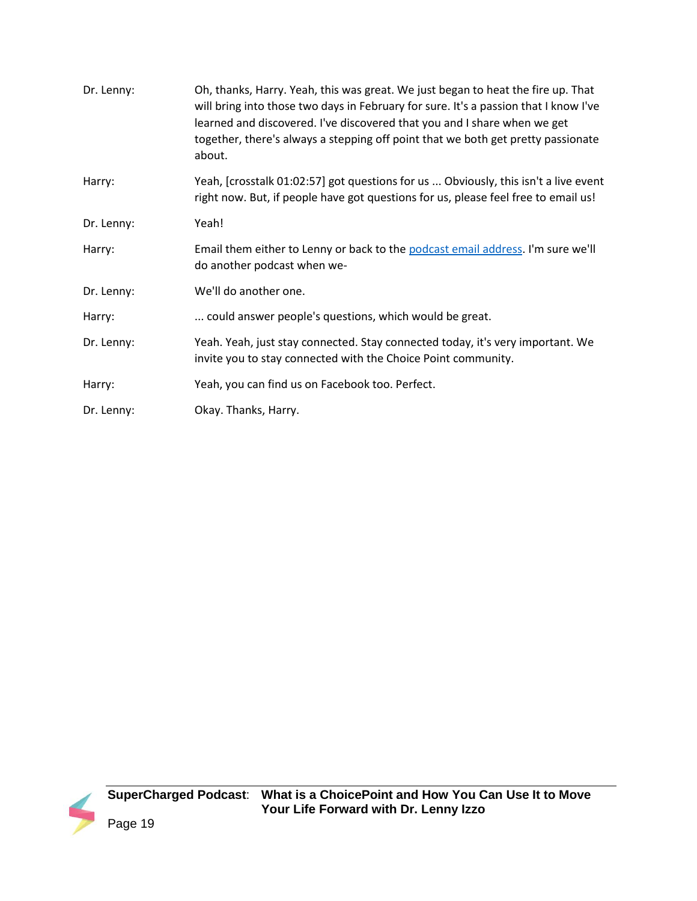Dr. Lenny: Oh, thanks, Harry. Yeah, this was great. We just began to heat the fire up. That will bring into those two days in February for sure. It's a passion that I know I've learned and discovered. I've discovered that you and I share when we get together, there's always a stepping off point that we both get pretty passionate about.

Harry: Yeah, [crosstalk 01:02:57] got questions for us ... Obviously, this isn't a live event right now. But, if people have got questions for us, please feel free to email us!

Dr. Lenny: Yeah!

Harry: Email them either to Lenny or back to the podcast email address. I'm sure we'll do another podcast when we-

Dr. Lenny: We'll do another one.

Harry: ... could answer people's questions, which would be great.

Dr. Lenny: Yeah. Yeah, just stay connected. Stay connected today, it's very important. We invite you to stay connected with the Choice Point community.

Harry: Yeah, you can find us on Facebook too. Perfect.

Dr. Lenny: Okay. Thanks, Harry.